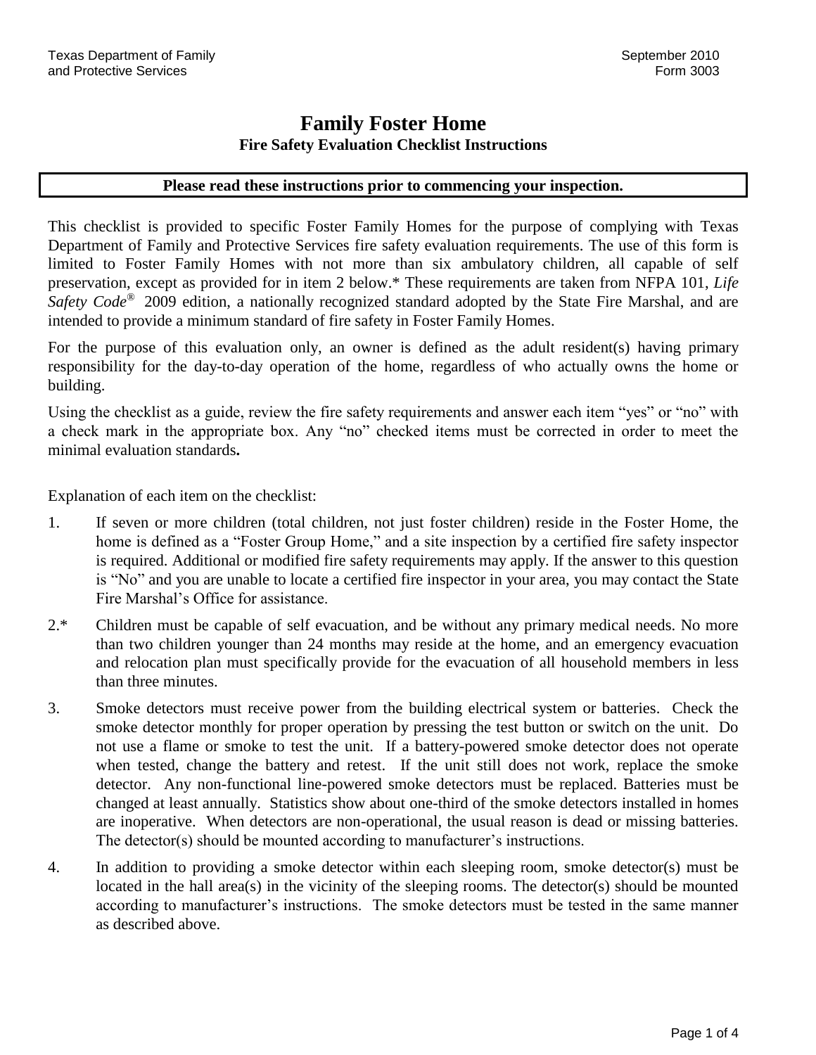Texas Department of Family and Protective Services

September 2010
Form 3003

# Family Foster Home

## Fire Safety Evaluation Checklist Instructions

**Please read these instructions prior to commencing your inspection.**

This checklist is provided to specific Foster Family Homes for the purpose of complying with Texas Department of Family and Protective Services fire safety evaluation requirements. The use of this form is limited to Foster Family Homes with not more than six ambulatory children, all capable of self preservation, except as provided for in item 2 below.* These requirements are taken from NFPA 101, *Life Safety Code®* 2009 edition, a nationally recognized standard adopted by the State Fire Marshal, and are intended to provide a minimum standard of fire safety in Foster Family Homes.

For the purpose of this evaluation only, an owner is defined as the adult resident(s) having primary responsibility for the day-to-day operation of the home, regardless of who actually owns the home or building.

Using the checklist as a guide, review the fire safety requirements and answer each item "yes" or "no" with a check mark in the appropriate box. Any "no" checked items must be corrected in order to meet the minimal evaluation standards**.**

Explanation of each item on the checklist:

1. If seven or more children (total children, not just foster children) reside in the Foster Home, the home is defined as a "Foster Group Home," and a site inspection by a certified fire safety inspector is required. Additional or modified fire safety requirements may apply. If the answer to this question is "No" and you are unable to locate a certified fire inspector in your area, you may contact the State Fire Marshal's Office for assistance.

2.* Children must be capable of self evacuation, and be without any primary medical needs. No more than two children younger than 24 months may reside at the home, and an emergency evacuation and relocation plan must specifically provide for the evacuation of all household members in less than three minutes.

3. Smoke detectors must receive power from the building electrical system or batteries. Check the smoke detector monthly for proper operation by pressing the test button or switch on the unit. Do not use a flame or smoke to test the unit. If a battery-powered smoke detector does not operate when tested, change the battery and retest. If the unit still does not work, replace the smoke detector. Any non-functional line-powered smoke detectors must be replaced. Batteries must be changed at least annually. Statistics show about one-third of the smoke detectors installed in homes are inoperative. When detectors are non-operational, the usual reason is dead or missing batteries. The detector(s) should be mounted according to manufacturer's instructions.

4. In addition to providing a smoke detector within each sleeping room, smoke detector(s) must be located in the hall area(s) in the vicinity of the sleeping rooms. The detector(s) should be mounted according to manufacturer's instructions. The smoke detectors must be tested in the same manner as described above.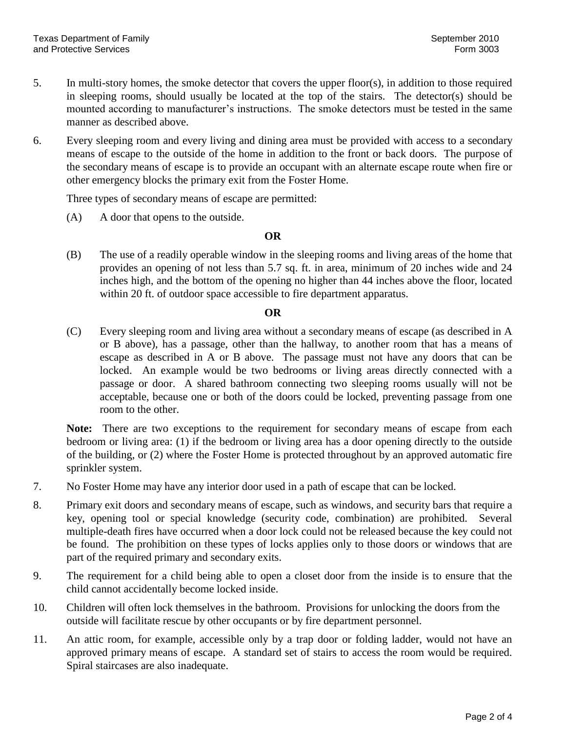5. In multi-story homes, the smoke detector that covers the upper floor(s), in addition to those required in sleeping rooms, should usually be located at the top of the stairs. The detector(s) should be mounted according to manufacturer's instructions. The smoke detectors must be tested in the same manner as described above.

6. Every sleeping room and every living and dining area must be provided with access to a secondary means of escape to the outside of the home in addition to the front or back doors. The purpose of the secondary means of escape is to provide an occupant with an alternate escape route when fire or other emergency blocks the primary exit from the Foster Home.

   Three types of secondary means of escape are permitted:

   (A) A door that opens to the outside.

   **OR**

   (B) The use of a readily operable window in the sleeping rooms and living areas of the home that provides an opening of not less than 5.7 sq. ft. in area, minimum of 20 inches wide and 24 inches high, and the bottom of the opening no higher than 44 inches above the floor, located within 20 ft. of outdoor space accessible to fire department apparatus.

   **OR**

   (C) Every sleeping room and living area without a secondary means of escape (as described in A or B above), has a passage, other than the hallway, to another room that has a means of escape as described in A or B above. The passage must not have any doors that can be locked. An example would be two bedrooms or living areas directly connected with a passage or door. A shared bathroom connecting two sleeping rooms usually will not be acceptable, because one or both of the doors could be locked, preventing passage from one room to the other.

   **Note:** There are two exceptions to the requirement for secondary means of escape from each bedroom or living area: (1) if the bedroom or living area has a door opening directly to the outside of the building, or (2) where the Foster Home is protected throughout by an approved automatic fire sprinkler system.

7. No Foster Home may have any interior door used in a path of escape that can be locked.

8. Primary exit doors and secondary means of escape, such as windows, and security bars that require a key, opening tool or special knowledge (security code, combination) are prohibited. Several multiple-death fires have occurred when a door lock could not be released because the key could not be found. The prohibition on these types of locks applies only to those doors or windows that are part of the required primary and secondary exits.

9. The requirement for a child being able to open a closet door from the inside is to ensure that the child cannot accidentally become locked inside.

10. Children will often lock themselves in the bathroom. Provisions for unlocking the doors from the outside will facilitate rescue by other occupants or by fire department personnel.

11. An attic room, for example, accessible only by a trap door or folding ladder, would not have an approved primary means of escape. A standard set of stairs to access the room would be required. Spiral staircases are also inadequate.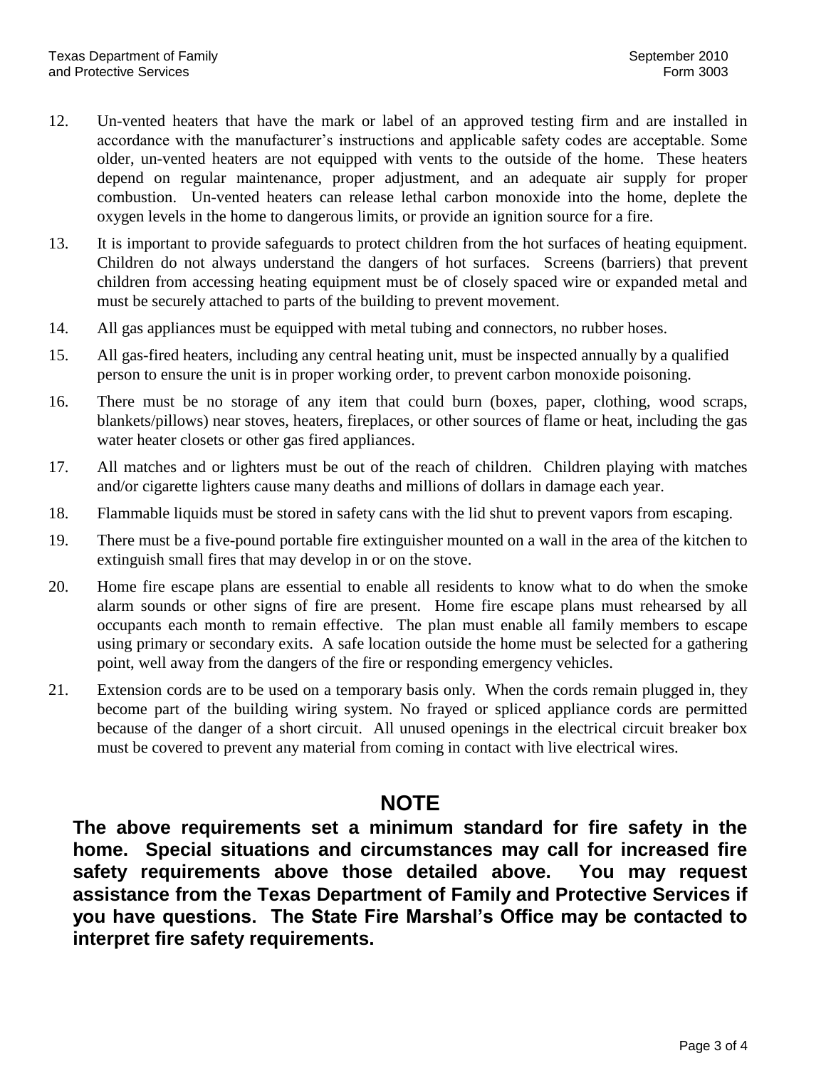12. Un-vented heaters that have the mark or label of an approved testing firm and are installed in accordance with the manufacturer's instructions and applicable safety codes are acceptable. Some older, un-vented heaters are not equipped with vents to the outside of the home. These heaters depend on regular maintenance, proper adjustment, and an adequate air supply for proper combustion. Un-vented heaters can release lethal carbon monoxide into the home, deplete the oxygen levels in the home to dangerous limits, or provide an ignition source for a fire.

13. It is important to provide safeguards to protect children from the hot surfaces of heating equipment. Children do not always understand the dangers of hot surfaces. Screens (barriers) that prevent children from accessing heating equipment must be of closely spaced wire or expanded metal and must be securely attached to parts of the building to prevent movement.

14. All gas appliances must be equipped with metal tubing and connectors, no rubber hoses.

15. All gas-fired heaters, including any central heating unit, must be inspected annually by a qualified person to ensure the unit is in proper working order, to prevent carbon monoxide poisoning.

16. There must be no storage of any item that could burn (boxes, paper, clothing, wood scraps, blankets/pillows) near stoves, heaters, fireplaces, or other sources of flame or heat, including the gas water heater closets or other gas fired appliances.

17. All matches and or lighters must be out of the reach of children. Children playing with matches and/or cigarette lighters cause many deaths and millions of dollars in damage each year.

18. Flammable liquids must be stored in safety cans with the lid shut to prevent vapors from escaping.

19. There must be a five-pound portable fire extinguisher mounted on a wall in the area of the kitchen to extinguish small fires that may develop in or on the stove.

20. Home fire escape plans are essential to enable all residents to know what to do when the smoke alarm sounds or other signs of fire are present. Home fire escape plans must rehearsed by all occupants each month to remain effective. The plan must enable all family members to escape using primary or secondary exits. A safe location outside the home must be selected for a gathering point, well away from the dangers of the fire or responding emergency vehicles.

21. Extension cords are to be used on a temporary basis only. When the cords remain plugged in, they become part of the building wiring system. No frayed or spliced appliance cords are permitted because of the danger of a short circuit. All unused openings in the electrical circuit breaker box must be covered to prevent any material from coming in contact with live electrical wires.

## NOTE

**The above requirements set a minimum standard for fire safety in the home. Special situations and circumstances may call for increased fire safety requirements above those detailed above. You may request assistance from the Texas Department of Family and Protective Services if you have questions. The State Fire Marshal's Office may be contacted to interpret fire safety requirements.**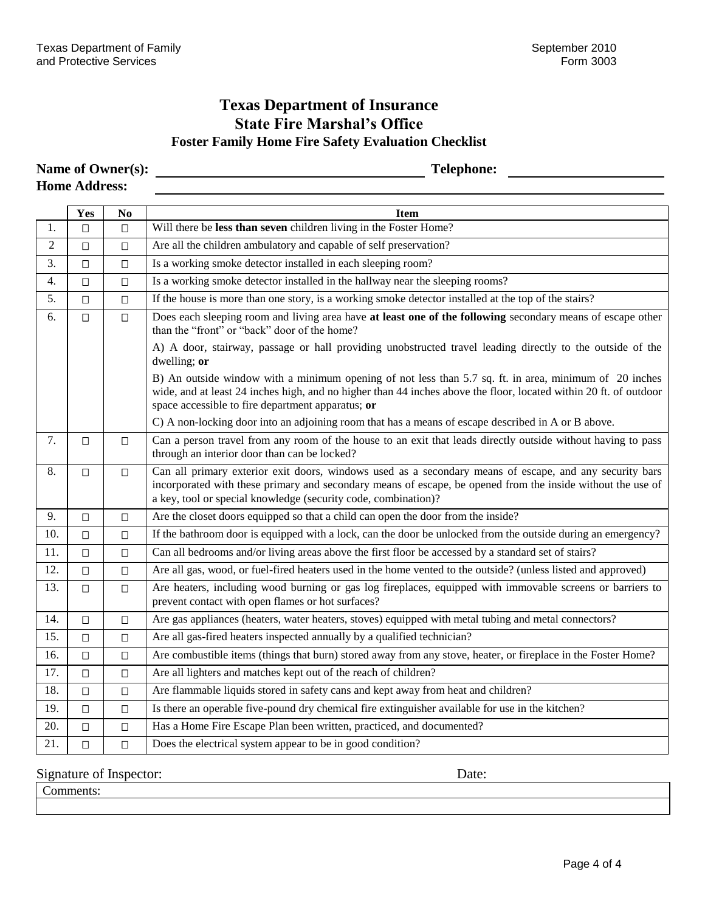Texas Department of Family
and Protective Services

September 2010
Form 3003

# Texas Department of Insurance
# State Fire Marshal's Office
## Foster Family Home Fire Safety Evaluation Checklist

**Name of Owner(s):** ______________________ **Telephone:** ______________________
**Home Address:** ______________________

| | Yes | No | Item |
|---|---|---|---|
| 1. | ☐ | ☐ | Will there be **less than seven** children living in the Foster Home? |
| 2 | ☐ | ☐ | Are all the children ambulatory and capable of self preservation? |
| 3. | ☐ | ☐ | Is a working smoke detector installed in each sleeping room? |
| 4. | ☐ | ☐ | Is a working smoke detector installed in the hallway near the sleeping rooms? |
| 5. | ☐ | ☐ | If the house is more than one story, is a working smoke detector installed at the top of the stairs? |
| 6. | ☐ | ☐ | Does each sleeping room and living area have **at least one of the following** secondary means of escape other than the "front" or "back" door of the home?<br><br>A) A door, stairway, passage or hall providing unobstructed travel leading directly to the outside of the dwelling; **or**<br><br>B) An outside window with a minimum opening of not less than 5.7 sq. ft. in area, minimum of 20 inches wide, and at least 24 inches high, and no higher than 44 inches above the floor, located within 20 ft. of outdoor space accessible to fire department apparatus; **or**<br><br>C) A non-locking door into an adjoining room that has a means of escape described in A or B above. |
| 7. | ☐ | ☐ | Can a person travel from any room of the house to an exit that leads directly outside without having to pass through an interior door than can be locked? |
| 8. | ☐ | ☐ | Can all primary exterior exit doors, windows used as a secondary means of escape, and any security bars incorporated with these primary and secondary means of escape, be opened from the inside without the use of a key, tool or special knowledge (security code, combination)? |
| 9. | ☐ | ☐ | Are the closet doors equipped so that a child can open the door from the inside? |
| 10. | ☐ | ☐ | If the bathroom door is equipped with a lock, can the door be unlocked from the outside during an emergency? |
| 11. | ☐ | ☐ | Can all bedrooms and/or living areas above the first floor be accessed by a standard set of stairs? |
| 12. | ☐ | ☐ | Are all gas, wood, or fuel-fired heaters used in the home vented to the outside? (unless listed and approved) |
| 13. | ☐ | ☐ | Are heaters, including wood burning or gas log fireplaces, equipped with immovable screens or barriers to prevent contact with open flames or hot surfaces? |
| 14. | ☐ | ☐ | Are gas appliances (heaters, water heaters, stoves) equipped with metal tubing and metal connectors? |
| 15. | ☐ | ☐ | Are all gas-fired heaters inspected annually by a qualified technician? |
| 16. | ☐ | ☐ | Are combustible items (things that burn) stored away from any stove, heater, or fireplace in the Foster Home? |
| 17. | ☐ | ☐ | Are all lighters and matches kept out of the reach of children? |
| 18. | ☐ | ☐ | Are flammable liquids stored in safety cans and kept away from heat and children? |
| 19. | ☐ | ☐ | Is there an operable five-pound dry chemical fire extinguisher available for use in the kitchen? |
| 20. | ☐ | ☐ | Has a Home Fire Escape Plan been written, practiced, and documented? |
| 21. | ☐ | ☐ | Does the electrical system appear to be in good condition? |

Signature of Inspector: Date:

Comments: